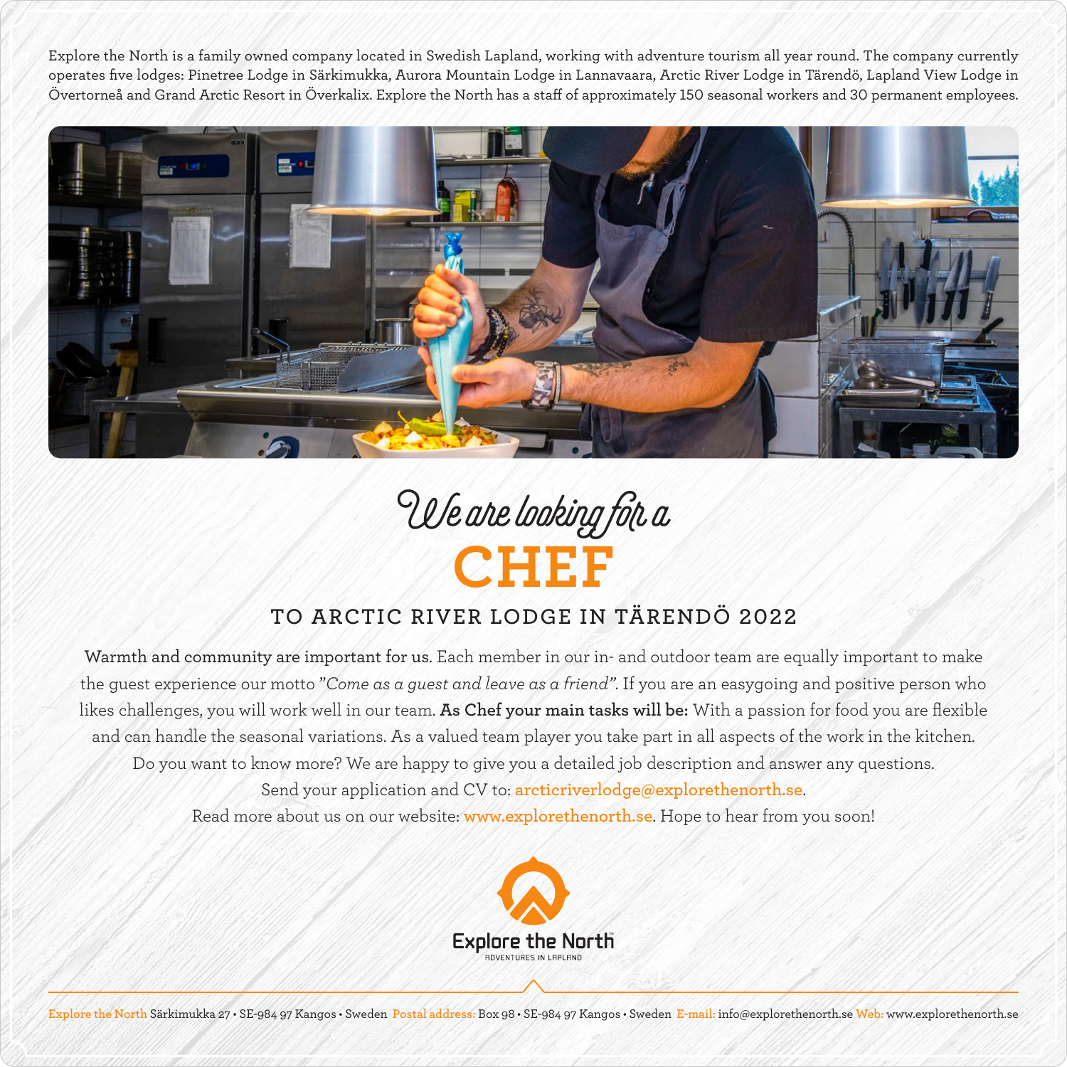Explore the North is a family owned company located in Swedish Lapland, working with adventure tourism all year round. The company currently operates five lodges: Pinetree Lodge in Särkimukka, Aurora Mountain Lodge in Lannavaara, Arctic River Lodge in Tärendö, Lapland View Lodge in Övertorneå and Grand Arctic Resort in Överkalix. Explore the North has a staff of approximately 150 seasonal workers and 30 permanent employees.

*We are looking for a*

# CHEF

## TO ARCTIC RIVER LODGE IN TÄRENDÖ 2022

**Warmth and community are important for us.** Each member in our in- and outdoor team are equally important to make the guest experience our motto *"Come as a guest and leave as a friend"*. If you are an easygoing and positive person who likes challenges, you will work well in our team. **As Chef your main tasks will be:** With a passion for food you are flexible and can handle the seasonal variations. As a valued team player you take part in all aspects of the work in the kitchen. Do you want to know more? We are happy to give you a detailed job description and answer any questions.

Send your application and CV to: arcticriverlodge@explorethenorth.se.

Read more about us on our website: www.explorethenorth.se. Hope to hear from you soon!

Explore the North
ADVENTURES IN LAPLAND

Explore the North Särkimukka 27 • SE-984 97 Kangos • Sweden Postal address: Box 98 • SE-984 97 Kangos • Sweden E-mail: info@explorethenorth.se Web: www.explorethenorth.se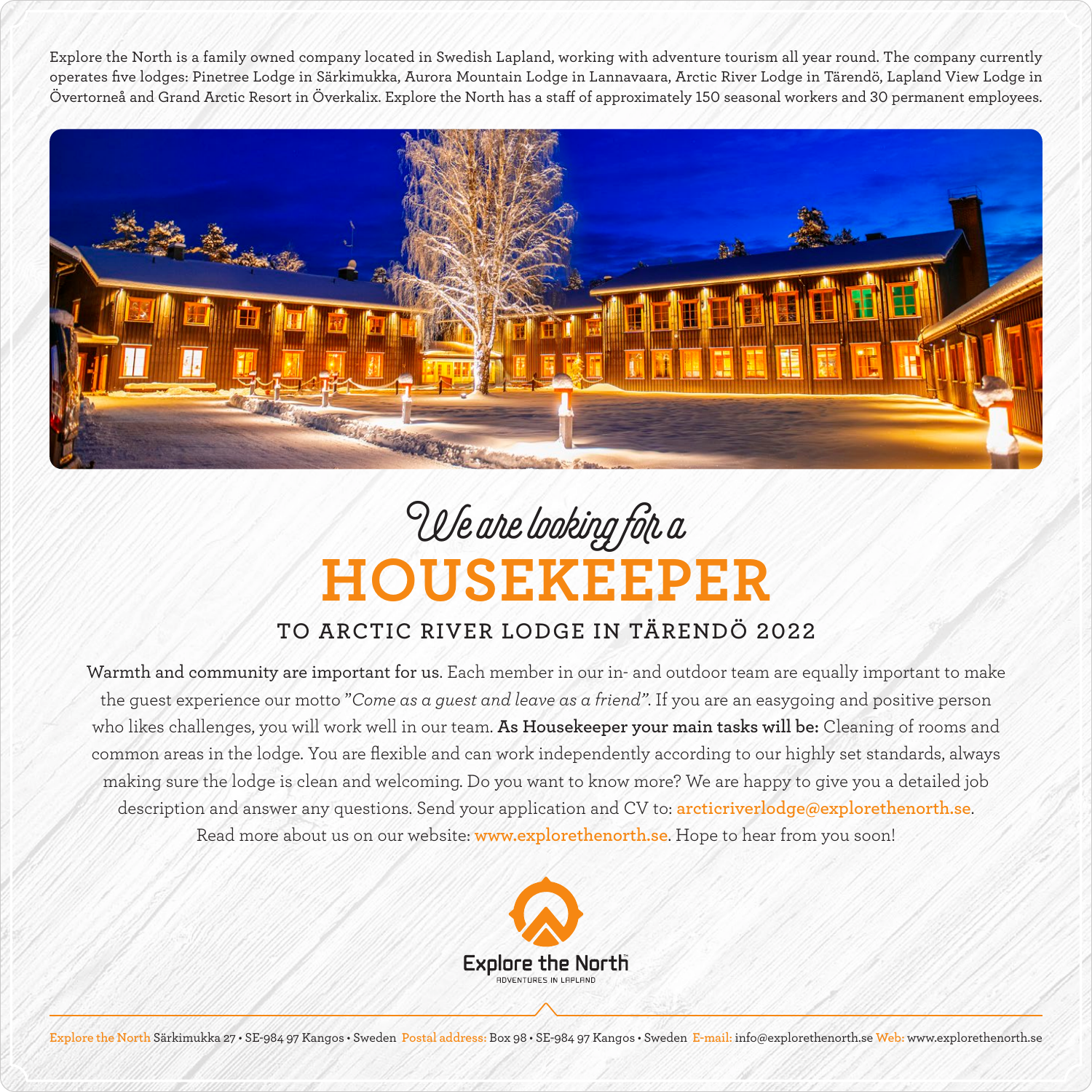Explore the North is a family owned company located in Swedish Lapland, working with adventure tourism all year round. The company currently operates five lodges: Pinetree Lodge in Särkimukka, Aurora Mountain Lodge in Lannavaara, Arctic River Lodge in Tärendö, Lapland View Lodge in Övertorneå and Grand Arctic Resort in Överkalix. Explore the North has a staff of approximately 150 seasonal workers and 30 permanent employees.

*We are looking for a*

# HOUSEKEEPER

## TO ARCTIC RIVER LODGE IN TÄRENDÖ 2022

**Warmth and community are important for us.** Each member in our in- and outdoor team are equally important to make the guest experience our motto *"Come as a guest and leave as a friend"*. If you are an easygoing and positive person who likes challenges, you will work well in our team. **As Housekeeper your main tasks will be:** Cleaning of rooms and common areas in the lodge. You are flexible and can work independently according to our highly set standards, always making sure the lodge is clean and welcoming. Do you want to know more? We are happy to give you a detailed job description and answer any questions. Send your application and CV to: arcticriverlodge@explorethenorth.se. Read more about us on our website: www.explorethenorth.se. Hope to hear from you soon!

Explore the North
ADVENTURES IN LAPLAND

Explore the North Särkimukka 27 • SE-984 97 Kangos • Sweden Postal address: Box 98 • SE-984 97 Kangos • Sweden E-mail: info@explorethenorth.se Web: www.explorethenorth.se